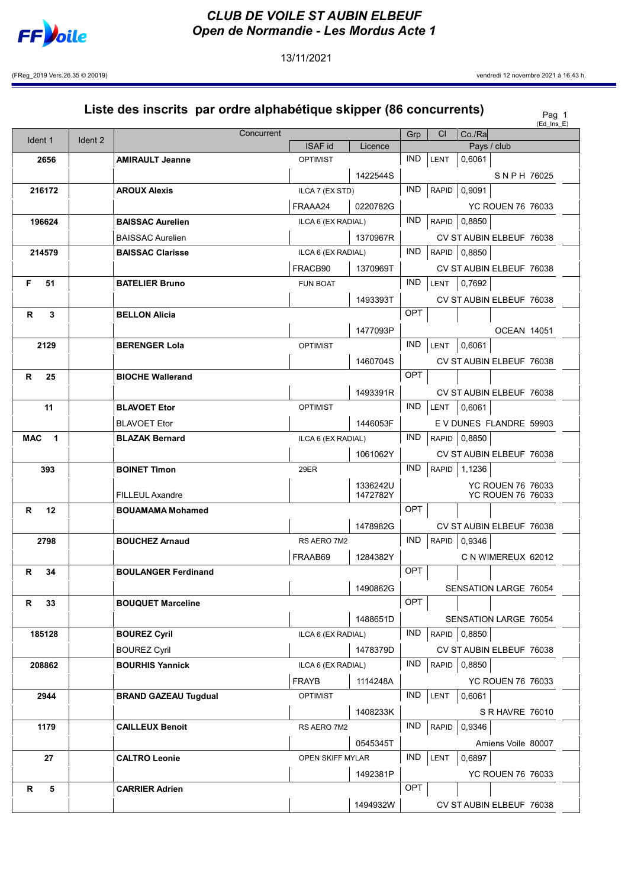# CLUB DE VOILE ST AUBIN ELBEUF

## Open de Normandie - Les Mordus Acte 1

13/11/2021

(FReg_2019 Vers.26.35 © 20019) vendredi 12 novembre 2021 à 16.43 h.

## Liste des inscrits par ordre alphabétique skipper (86 concurrents)

(Ed_Ins_E)

| Ident 1 | Ident 2 | Concurrent | ISAF id | Licence | Grp | Cl | Co./Ra | Pays / club |
|---|---|---|---|---|---|---|---|---|
| 2656 | | **AMIRAULT Jeanne** | OPTIMIST | | IND | LENT | 0,6061 | |
| | | | | 1422544S | | | | S N P H 76025 |
| 216172 | | **AROUX Alexis** | ILCA 7 (EX STD) | | IND | RAPID | 0,9091 | |
| | | | FRAAA24 | 0220782G | | | | YC ROUEN 76 76033 |
| 196624 | | **BAISSAC Aurelien** | ILCA 6 (EX RADIAL) | | IND | RAPID | 0,8850 | |
| | | BAISSAC Aurelien | | 1370967R | | | | CV ST AUBIN ELBEUF 76038 |
| 214579 | | **BAISSAC Clarisse** | ILCA 6 (EX RADIAL) | | IND | RAPID | 0,8850 | |
| | | | FRACB90 | 1370969T | | | | CV ST AUBIN ELBEUF 76038 |
| F 51 | | **BATELIER Bruno** | FUN BOAT | | IND | LENT | 0,7692 | |
| | | | | 1493393T | | | | CV ST AUBIN ELBEUF 76038 |
| R 3 | | **BELLON Alicia** | | | OPT | | | |
| | | | | 1477093P | | | | OCEAN 14051 |
| 2129 | | **BERENGER Lola** | OPTIMIST | | IND | LENT | 0,6061 | |
| | | | | 1460704S | | | | CV ST AUBIN ELBEUF 76038 |
| R 25 | | **BIOCHE Wallerand** | | | OPT | | | |
| | | | | 1493391R | | | | CV ST AUBIN ELBEUF 76038 |
| 11 | | **BLAVOET Etor** | OPTIMIST | | IND | LENT | 0,6061 | |
| | | BLAVOET Etor | | 1446053F | | | | E V DUNES FLANDRE 59903 |
| MAC 1 | | **BLAZAK Bernard** | ILCA 6 (EX RADIAL) | | IND | RAPID | 0,8850 | |
| | | | | 1061062Y | | | | CV ST AUBIN ELBEUF 76038 |
| 393 | | **BOINET Timon** | 29ER | | IND | RAPID | 1,1236 | |
| | | FILLEUL Axandre | | 1336242U 1472782Y | | | | YC ROUEN 76 76033 YC ROUEN 76 76033 |
| R 12 | | **BOUAMAMA Mohamed** | | | OPT | | | |
| | | | | 1478982G | | | | CV ST AUBIN ELBEUF 76038 |
| 2798 | | **BOUCHEZ Arnaud** | RS AERO 7M2 | | IND | RAPID | 0,9346 | |
| | | | FRAAB69 | 1284382Y | | | | C N WIMEREUX 62012 |
| R 34 | | **BOULANGER Ferdinand** | | | OPT | | | |
| | | | | 1490862G | | | | SENSATION LARGE 76054 |
| R 33 | | **BOUQUET Marceline** | | | OPT | | | |
| | | | | 1488651D | | | | SENSATION LARGE 76054 |
| 185128 | | **BOUREZ Cyril** | ILCA 6 (EX RADIAL) | | IND | RAPID | 0,8850 | |
| | | BOUREZ Cyril | | 1478379D | | | | CV ST AUBIN ELBEUF 76038 |
| 208862 | | **BOURHIS Yannick** | ILCA 6 (EX RADIAL) | | IND | RAPID | 0,8850 | |
| | | | FRAYB | 1114248A | | | | YC ROUEN 76 76033 |
| 2944 | | **BRAND GAZEAU Tugdual** | OPTIMIST | | IND | LENT | 0,6061 | |
| | | | | 1408233K | | | | S R HAVRE 76010 |
| 1179 | | **CAILLEUX Benoit** | RS AERO 7M2 | | IND | RAPID | 0,9346 | |
| | | | | 0545345T | | | | Amiens Voile 80007 |
| 27 | | **CALTRO Leonie** | OPEN SKIFF MYLAR | | IND | LENT | 0,6897 | |
| | | | | 1492381P | | | | YC ROUEN 76 76033 |
| R 5 | | **CARRIER Adrien** | | | OPT | | | |
| | | | | 1494932W | | | | CV ST AUBIN ELBEUF 76038 |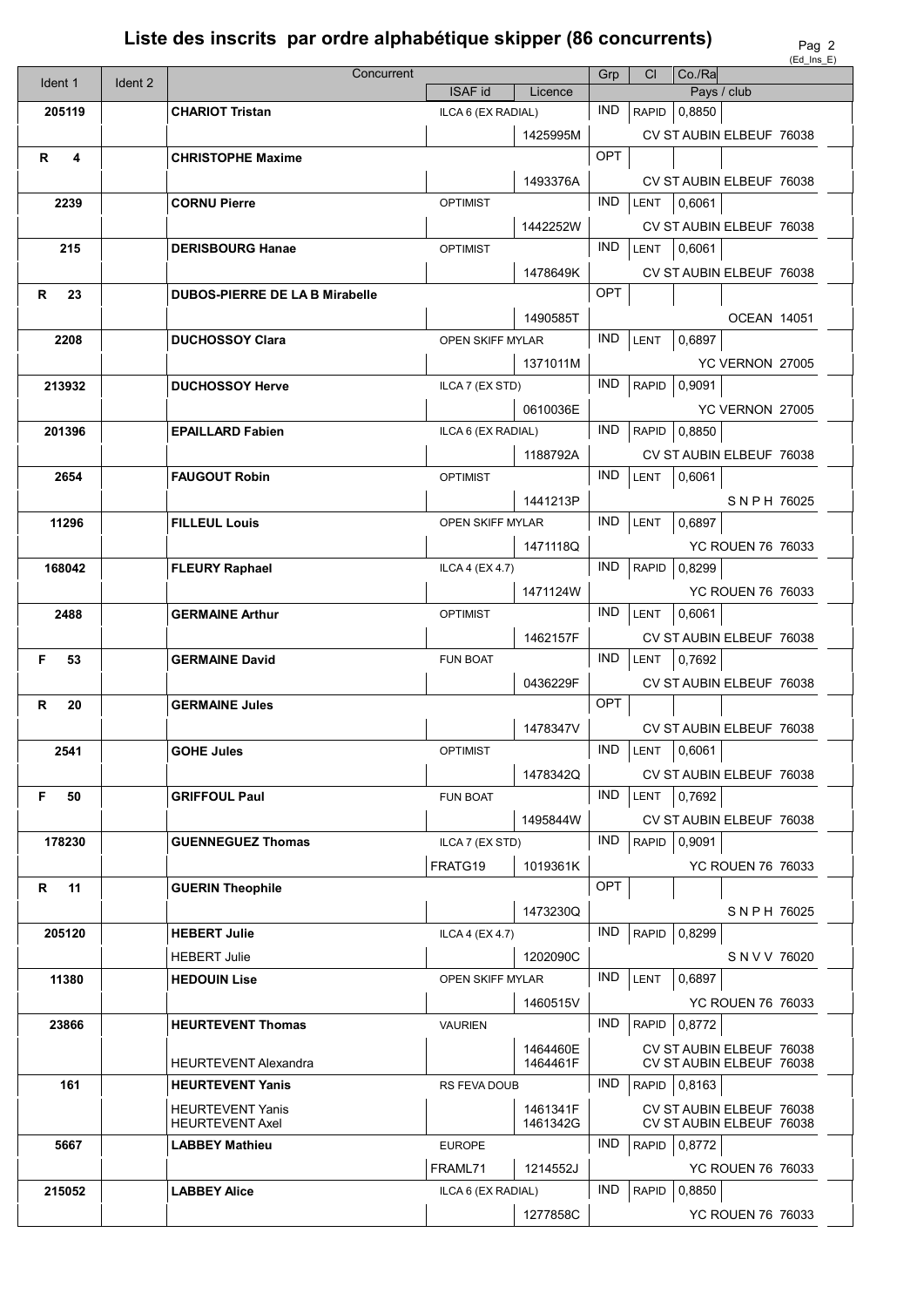# Liste des inscrits par ordre alphabétique skipper (86 concurrents)

| Ident 1 | Ident 2 | Concurrent | ISAF id | Licence | Grp | Cl | Co./Ra | Pays / club |
|---|---|---|---|---|---|---|---|---|
| 205119 | | **CHARIOT Tristan** | ILCA 6 (EX RADIAL) | | IND | RAPID | 0,8850 | |
| | | | | 1425995M | | | | CV ST AUBIN ELBEUF 76038 |
| R 4 | | **CHRISTOPHE Maxime** | | | OPT | | | |
| | | | | 1493376A | | | | CV ST AUBIN ELBEUF 76038 |
| 2239 | | **CORNU Pierre** | OPTIMIST | | IND | LENT | 0,6061 | |
| | | | | 1442252W | | | | CV ST AUBIN ELBEUF 76038 |
| 215 | | **DERISBOURG Hanae** | OPTIMIST | | IND | LENT | 0,6061 | |
| | | | | 1478649K | | | | CV ST AUBIN ELBEUF 76038 |
| R 23 | | **DUBOS-PIERRE DE LA B Mirabelle** | | | OPT | | | |
| | | | | 1490585T | | | | OCEAN 14051 |
| 2208 | | **DUCHOSSOY Clara** | OPEN SKIFF MYLAR | | IND | LENT | 0,6897 | |
| | | | | 1371011M | | | | YC VERNON 27005 |
| 213932 | | **DUCHOSSOY Herve** | ILCA 7 (EX STD) | | IND | RAPID | 0,9091 | |
| | | | | 0610036E | | | | YC VERNON 27005 |
| 201396 | | **EPAILLARD Fabien** | ILCA 6 (EX RADIAL) | | IND | RAPID | 0,8850 | |
| | | | | 1188792A | | | | CV ST AUBIN ELBEUF 76038 |
| 2654 | | **FAUGOUT Robin** | OPTIMIST | | IND | LENT | 0,6061 | |
| | | | | 1441213P | | | | S N P H 76025 |
| 11296 | | **FILLEUL Louis** | OPEN SKIFF MYLAR | | IND | LENT | 0,6897 | |
| | | | | 1471118Q | | | | YC ROUEN 76 76033 |
| 168042 | | **FLEURY Raphael** | ILCA 4 (EX 4.7) | | IND | RAPID | 0,8299 | |
| | | | | 1471124W | | | | YC ROUEN 76 76033 |
| 2488 | | **GERMAINE Arthur** | OPTIMIST | | IND | LENT | 0,6061 | |
| | | | | 1462157F | | | | CV ST AUBIN ELBEUF 76038 |
| F 53 | | **GERMAINE David** | FUN BOAT | | IND | LENT | 0,7692 | |
| | | | | 0436229F | | | | CV ST AUBIN ELBEUF 76038 |
| R 20 | | **GERMAINE Jules** | | | OPT | | | |
| | | | | 1478347V | | | | CV ST AUBIN ELBEUF 76038 |
| 2541 | | **GOHE Jules** | OPTIMIST | | IND | LENT | 0,6061 | |
| | | | | 1478342Q | | | | CV ST AUBIN ELBEUF 76038 |
| F 50 | | **GRIFFOUL Paul** | FUN BOAT | | IND | LENT | 0,7692 | |
| | | | | 1495844W | | | | CV ST AUBIN ELBEUF 76038 |
| 178230 | | **GUENNEGUEZ Thomas** | ILCA 7 (EX STD) | | IND | RAPID | 0,9091 | |
| | | | FRATG19 | 1019361K | | | | YC ROUEN 76 76033 |
| R 11 | | **GUERIN Theophile** | | | OPT | | | |
| | | | | 1473230Q | | | | S N P H 76025 |
| 205120 | | **HEBERT Julie** | ILCA 4 (EX 4.7) | | IND | RAPID | 0,8299 | |
| | | HEBERT Julie | | 1202090C | | | | S N V V 76020 |
| 11380 | | **HEDOUIN Lise** | OPEN SKIFF MYLAR | | IND | LENT | 0,6897 | |
| | | | | 1460515V | | | | YC ROUEN 76 76033 |
| 23866 | | **HEURTEVENT Thomas** | VAURIEN | | IND | RAPID | 0,8772 | |
| | | | | 1464460E | | | | CV ST AUBIN ELBEUF 76038 |
| | | HEURTEVENT Alexandra | | 1464461F | | | | CV ST AUBIN ELBEUF 76038 |
| 161 | | **HEURTEVENT Yanis** | RS FEVA DOUB | | IND | RAPID | 0,8163 | |
| | | HEURTEVENT Yanis | | 1461341F | | | | CV ST AUBIN ELBEUF 76038 |
| | | HEURTEVENT Axel | | 1461342G | | | | CV ST AUBIN ELBEUF 76038 |
| 5667 | | **LABBEY Mathieu** | EUROPE | | IND | RAPID | 0,8772 | |
| | | | FRAML71 | 1214552J | | | | YC ROUEN 76 76033 |
| 215052 | | **LABBEY Alice** | ILCA 6 (EX RADIAL) | | IND | RAPID | 0,8850 | |
| | | | | 1277858C | | | | YC ROUEN 76 76033 |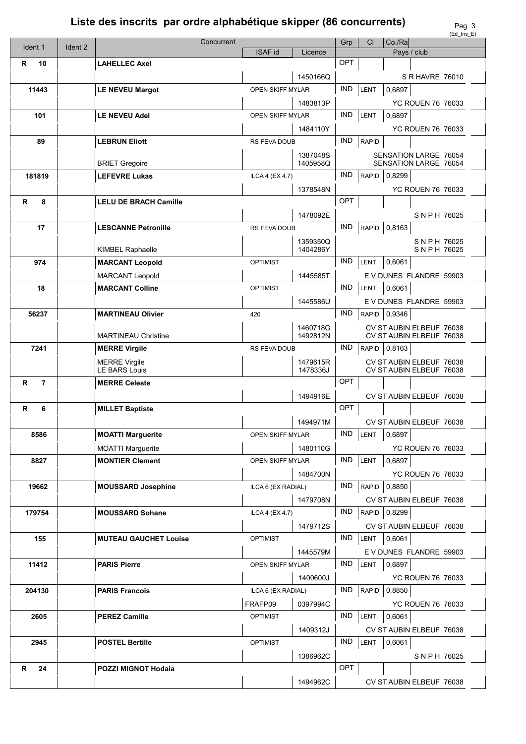# Liste des inscrits par ordre alphabétique skipper (86 concurrents)

| Ident 1 | Ident 2 | Concurrent | ISAF id | Licence | Grp | Cl | Co./Ra | Pays / club |
|---|---|---|---|---|---|---|---|---|
| R 10 | | **LAHELLEC Axel** | | | OPT | | | |
| | | | | 1450166Q | | | | S R HAVRE 76010 |
| 11443 | | **LE NEVEU Margot** | OPEN SKIFF MYLAR | | IND | LENT | 0,6897 | |
| | | | | 1483813P | | | | YC ROUEN 76 76033 |
| 101 | | **LE NEVEU Adel** | OPEN SKIFF MYLAR | | IND | LENT | 0,6897 | |
| | | | | 1484110Y | | | | YC ROUEN 76 76033 |
| 89 | | **LEBRUN Eliott** | RS FEVA DOUB | | IND | RAPID | | |
| | | BRIET Gregoire | | 1387048S 1405958Q | | | | SENSATION LARGE 76054 SENSATION LARGE 76054 |
| 181819 | | **LEFEVRE Lukas** | ILCA 4 (EX 4.7) | | IND | RAPID | 0,8299 | |
| | | | | 1378548N | | | | YC ROUEN 76 76033 |
| R 8 | | **LELU DE BRACH Camille** | | | OPT | | | |
| | | | | 1478092E | | | | S N P H 76025 |
| 17 | | **LESCANNE Petronille** | RS FEVA DOUB | | IND | RAPID | 0,8163 | |
| | | KIMBEL Raphaelle | | 1359350Q 1404286Y | | | | S N P H 76025 S N P H 76025 |
| 974 | | **MARCANT Leopold** | OPTIMIST | | IND | LENT | 0,6061 | |
| | | MARCANT Leopold | | 1445585T | | | | E V DUNES FLANDRE 59903 |
| 18 | | **MARCANT Colline** | OPTIMIST | | IND | LENT | 0,6061 | |
| | | | | 1445586U | | | | E V DUNES FLANDRE 59903 |
| 56237 | | **MARTINEAU Olivier** | 420 | | IND | RAPID | 0,9346 | |
| | | MARTINEAU Christine | | 1460718G 1492812N | | | | CV ST AUBIN ELBEUF 76038 CV ST AUBIN ELBEUF 76038 |
| 7241 | | **MERRE Virgile** | RS FEVA DOUB | | IND | RAPID | 0,8163 | |
| | | MERRE Virgile LE BARS Louis | | 1479615R 1478336J | | | | CV ST AUBIN ELBEUF 76038 CV ST AUBIN ELBEUF 76038 |
| R 7 | | **MERRE Celeste** | | | OPT | | | |
| | | | | 1494916E | | | | CV ST AUBIN ELBEUF 76038 |
| R 6 | | **MILLET Baptiste** | | | OPT | | | |
| | | | | 1494971M | | | | CV ST AUBIN ELBEUF 76038 |
| 8586 | | **MOATTI Marguerite** | OPEN SKIFF MYLAR | | IND | LENT | 0,6897 | |
| | | MOATTI Marguerite | | 1480110G | | | | YC ROUEN 76 76033 |
| 8827 | | **MONTIER Clement** | OPEN SKIFF MYLAR | | IND | LENT | 0,6897 | |
| | | | | 1484700N | | | | YC ROUEN 76 76033 |
| 19662 | | **MOUSSARD Josephine** | ILCA 6 (EX RADIAL) | | IND | RAPID | 0,8850 | |
| | | | | 1479708N | | | | CV ST AUBIN ELBEUF 76038 |
| 179754 | | **MOUSSARD Sohane** | ILCA 4 (EX 4.7) | | IND | RAPID | 0,8299 | |
| | | | | 1479712S | | | | CV ST AUBIN ELBEUF 76038 |
| 155 | | **MUTEAU GAUCHET Louise** | OPTIMIST | | IND | LENT | 0,6061 | |
| | | | | 1445579M | | | | E V DUNES FLANDRE 59903 |
| 11412 | | **PARIS Pierre** | OPEN SKIFF MYLAR | | IND | LENT | 0,6897 | |
| | | | | 1400600J | | | | YC ROUEN 76 76033 |
| 204130 | | **PARIS Francois** | ILCA 6 (EX RADIAL) | | IND | RAPID | 0,8850 | |
| | | | FRAFP09 | 0397994C | | | | YC ROUEN 76 76033 |
| 2605 | | **PEREZ Camille** | OPTIMIST | | IND | LENT | 0,6061 | |
| | | | | 1409312J | | | | CV ST AUBIN ELBEUF 76038 |
| 2945 | | **POSTEL Bertille** | OPTIMIST | | IND | LENT | 0,6061 | |
| | | | | 1386962C | | | | S N P H 76025 |
| R 24 | | **POZZI MIGNOT Hodaia** | | | OPT | | | |
| | | | | 1494962C | | | | CV ST AUBIN ELBEUF 76038 |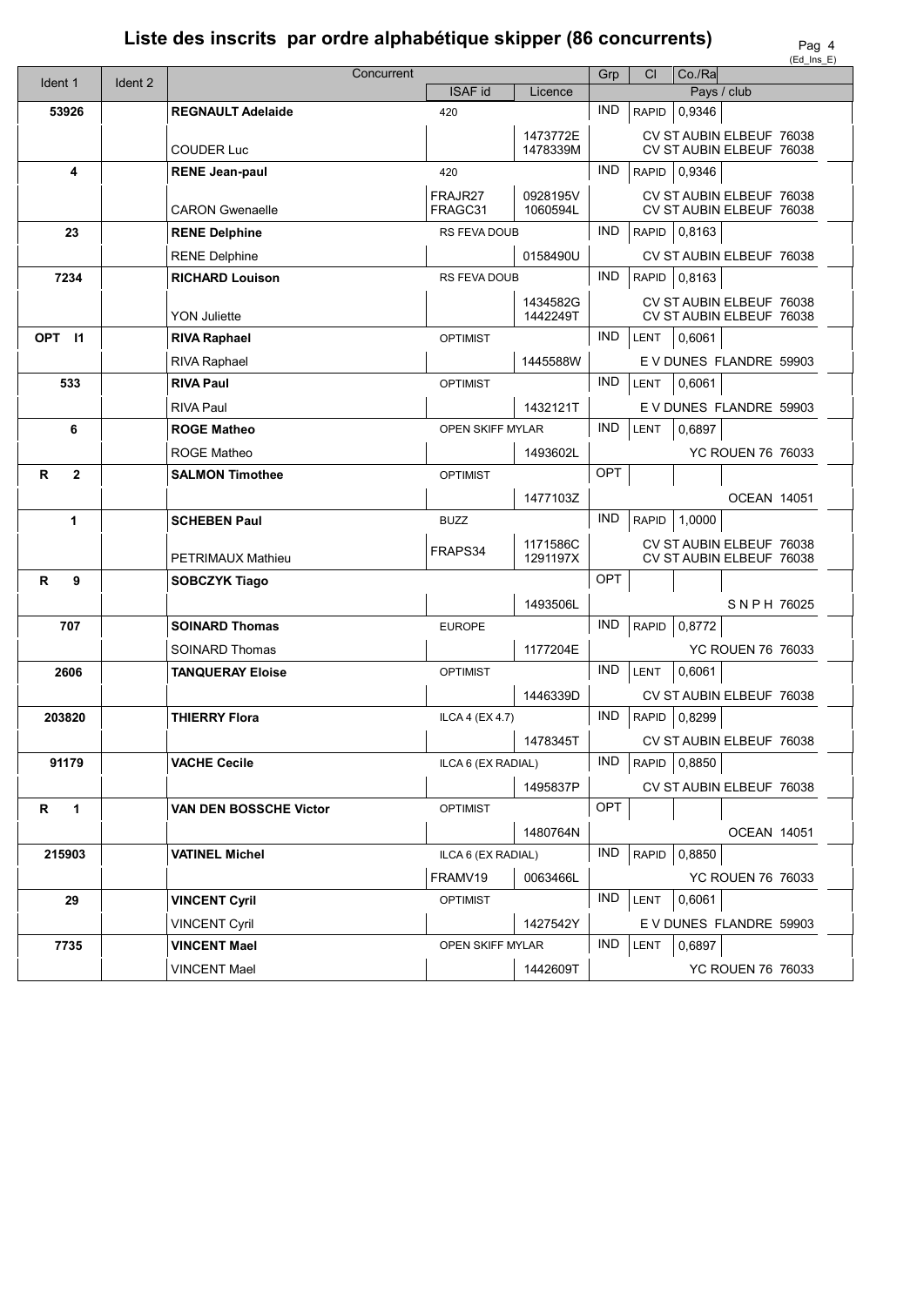# Liste des inscrits par ordre alphabétique skipper (86 concurrents)

(Ed_Ins_E)

| Ident 1 | Ident 2 | Concurrent | ISAF id | Licence | Grp | Cl | Co./Ra | Pays / club |
|---|---|---|---|---|---|---|---|---|
| 53926 | | **REGNAULT Adelaide** | 420 | | IND | RAPID | 0,9346 | |
| | | COUDER Luc | | 1473772E<br>1478339M | | | | CV ST AUBIN ELBEUF 76038<br>CV ST AUBIN ELBEUF 76038 |
| 4 | | **RENE Jean-paul** | 420 | | IND | RAPID | 0,9346 | |
| | | CARON Gwenaelle | FRAJR27<br>FRAGC31 | 0928195V<br>1060594L | | | | CV ST AUBIN ELBEUF 76038<br>CV ST AUBIN ELBEUF 76038 |
| 23 | | **RENE Delphine** | RS FEVA DOUB | | IND | RAPID | 0,8163 | |
| | | RENE Delphine | | 0158490U | | | | CV ST AUBIN ELBEUF 76038 |
| 7234 | | **RICHARD Louison** | RS FEVA DOUB | | IND | RAPID | 0,8163 | |
| | | YON Juliette | | 1434582G<br>1442249T | | | | CV ST AUBIN ELBEUF 76038<br>CV ST AUBIN ELBEUF 76038 |
| OPT I1 | | **RIVA Raphael** | OPTIMIST | | IND | LENT | 0,6061 | |
| | | RIVA Raphael | | 1445588W | | | | E V DUNES FLANDRE 59903 |
| 533 | | **RIVA Paul** | OPTIMIST | | IND | LENT | 0,6061 | |
| | | RIVA Paul | | 1432121T | | | | E V DUNES FLANDRE 59903 |
| 6 | | **ROGE Matheo** | OPEN SKIFF MYLAR | | IND | LENT | 0,6897 | |
| | | ROGE Matheo | | 1493602L | | | | YC ROUEN 76 76033 |
| R 2 | | **SALMON Timothee** | OPTIMIST | | OPT | | | |
| | | | | 1477103Z | | | | OCEAN 14051 |
| 1 | | **SCHEBEN Paul** | BUZZ | | IND | RAPID | 1,0000 | |
| | | PETRIMAUX Mathieu | FRAPS34 | 1171586C<br>1291197X | | | | CV ST AUBIN ELBEUF 76038<br>CV ST AUBIN ELBEUF 76038 |
| R 9 | | **SOBCZYK Tiago** | | | OPT | | | |
| | | | | 1493506L | | | | S N P H 76025 |
| 707 | | **SOINARD Thomas** | EUROPE | | IND | RAPID | 0,8772 | |
| | | SOINARD Thomas | | 1177204E | | | | YC ROUEN 76 76033 |
| 2606 | | **TANQUERAY Eloise** | OPTIMIST | | IND | LENT | 0,6061 | |
| | | | | 1446339D | | | | CV ST AUBIN ELBEUF 76038 |
| 203820 | | **THIERRY Flora** | ILCA 4 (EX 4.7) | | IND | RAPID | 0,8299 | |
| | | | | 1478345T | | | | CV ST AUBIN ELBEUF 76038 |
| 91179 | | **VACHE Cecile** | ILCA 6 (EX RADIAL) | | IND | RAPID | 0,8850 | |
| | | | | 1495837P | | | | CV ST AUBIN ELBEUF 76038 |
| R 1 | | **VAN DEN BOSSCHE Victor** | OPTIMIST | | OPT | | | |
| | | | | 1480764N | | | | OCEAN 14051 |
| 215903 | | **VATINEL Michel** | ILCA 6 (EX RADIAL) | | IND | RAPID | 0,8850 | |
| | | | FRAMV19 | 0063466L | | | | YC ROUEN 76 76033 |
| 29 | | **VINCENT Cyril** | OPTIMIST | | IND | LENT | 0,6061 | |
| | | VINCENT Cyril | | 1427542Y | | | | E V DUNES FLANDRE 59903 |
| 7735 | | **VINCENT Mael** | OPEN SKIFF MYLAR | | IND | LENT | 0,6897 | |
| | | VINCENT Mael | | 1442609T | | | | YC ROUEN 76 76033 |